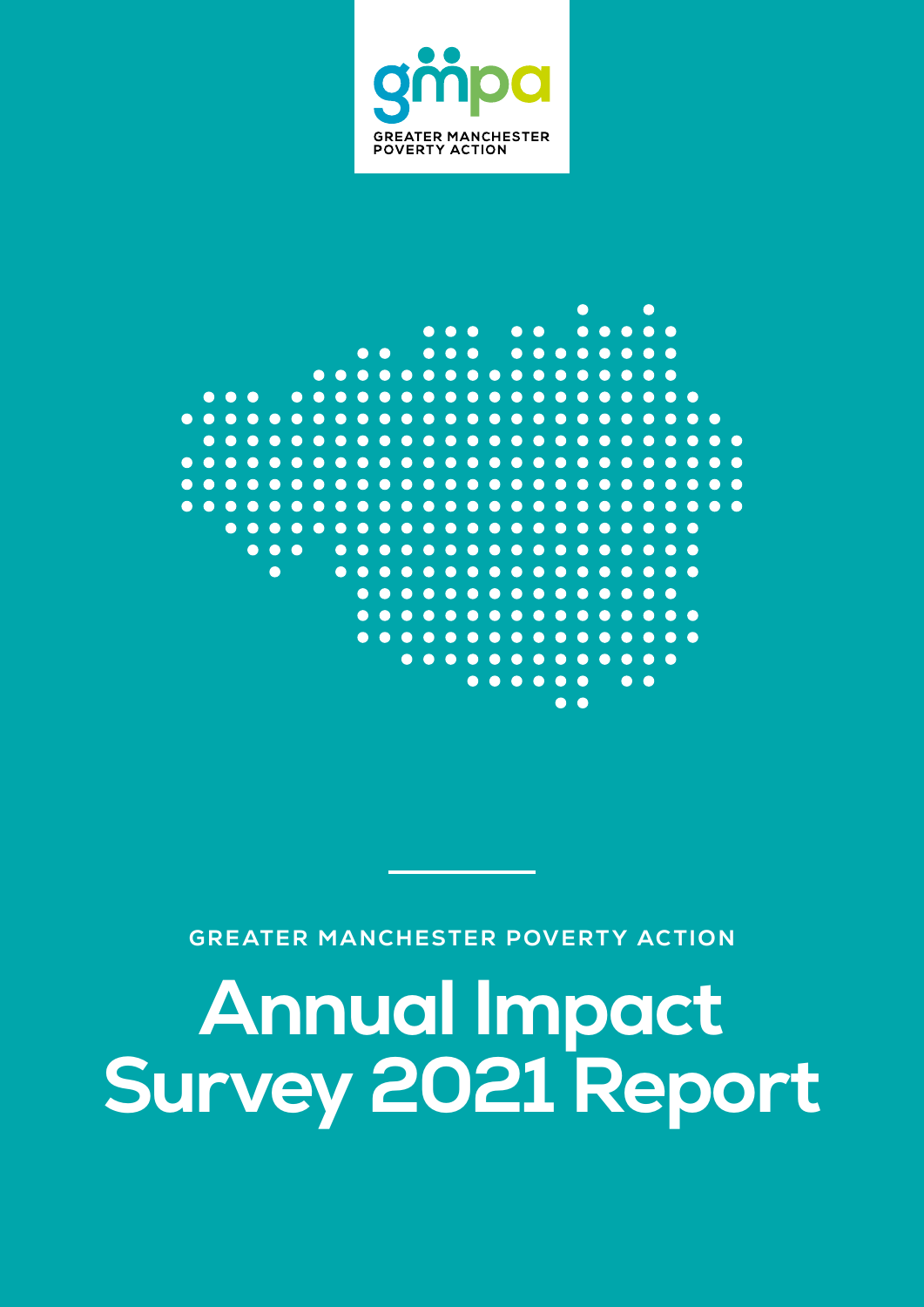GREATER MANCHESTER POVERTY ACTION

GREATER MANCHESTER POVERTY ACTION

# Annual Impact Survey 2021 Report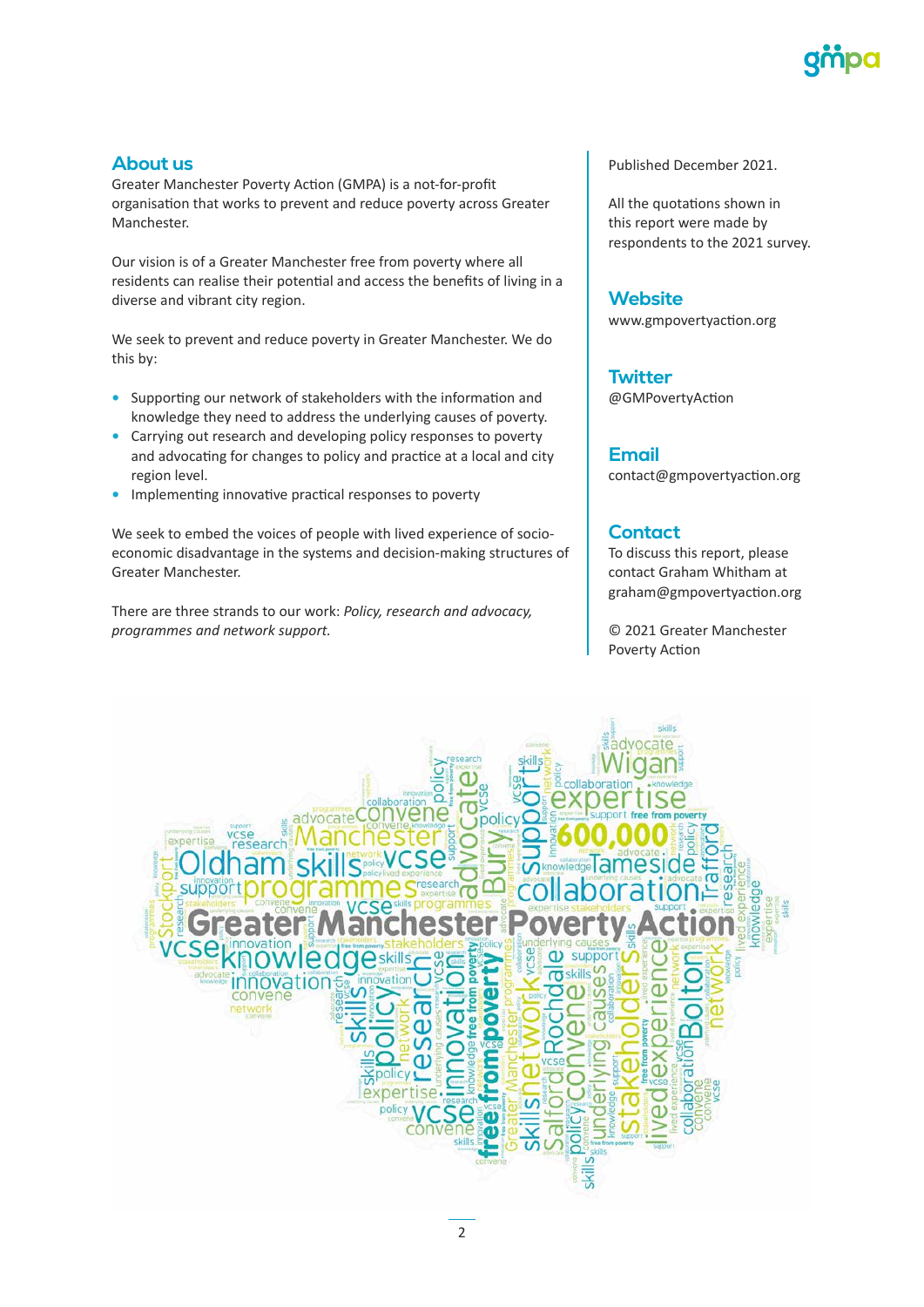## About us

Greater Manchester Poverty Action (GMPA) is a not-for-profit organisation that works to prevent and reduce poverty across Greater Manchester.

Our vision is of a Greater Manchester free from poverty where all residents can realise their potential and access the benefits of living in a diverse and vibrant city region.

We seek to prevent and reduce poverty in Greater Manchester. We do this by:

- Supporting our network of stakeholders with the information and knowledge they need to address the underlying causes of poverty.
- Carrying out research and developing policy responses to poverty and advocating for changes to policy and practice at a local and city region level.
- Implementing innovative practical responses to poverty

We seek to embed the voices of people with lived experience of socio-economic disadvantage in the systems and decision-making structures of Greater Manchester.

There are three strands to our work: *Policy, research and advocacy, programmes and network support.*

Published December 2021.

All the quotations shown in this report were made by respondents to the 2021 survey.

## Website

www.gmpovertyaction.org

## Twitter

@GMPovertyAction

## Email

contact@gmpovertyaction.org

## Contact

To discuss this report, please contact Graham Whitham at graham@gmpovertyaction.org

© 2021 Greater Manchester Poverty Action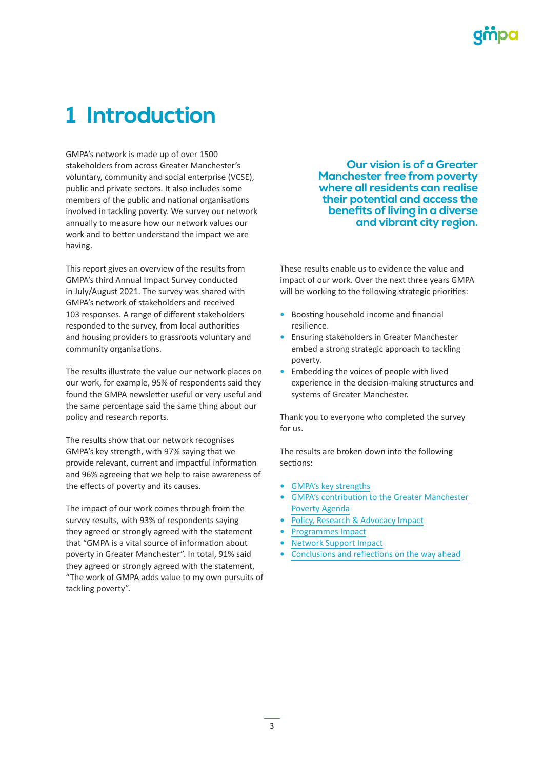# 1 Introduction

GMPA's network is made up of over 1500 stakeholders from across Greater Manchester's voluntary, community and social enterprise (VCSE), public and private sectors. It also includes some members of the public and national organisations involved in tackling poverty. We survey our network annually to measure how our network values our work and to better understand the impact we are having.

**Our vision is of a Greater Manchester free from poverty where all residents can realise their potential and access the benefits of living in a diverse and vibrant city region.**

This report gives an overview of the results from GMPA's third Annual Impact Survey conducted in July/August 2021. The survey was shared with GMPA's network of stakeholders and received 103 responses. A range of different stakeholders responded to the survey, from local authorities and housing providers to grassroots voluntary and community organisations.

The results illustrate the value our network places on our work, for example, 95% of respondents said they found the GMPA newsletter useful or very useful and the same percentage said the same thing about our policy and research reports.

The results show that our network recognises GMPA's key strength, with 97% saying that we provide relevant, current and impactful information and 96% agreeing that we help to raise awareness of the effects of poverty and its causes.

The impact of our work comes through from the survey results, with 93% of respondents saying they agreed or strongly agreed with the statement that "GMPA is a vital source of information about poverty in Greater Manchester". In total, 91% said they agreed or strongly agreed with the statement, "The work of GMPA adds value to my own pursuits of tackling poverty".

These results enable us to evidence the value and impact of our work. Over the next three years GMPA will be working to the following strategic priorities:

- Boosting household income and financial resilience.
- Ensuring stakeholders in Greater Manchester embed a strong strategic approach to tackling poverty.
- Embedding the voices of people with lived experience in the decision-making structures and systems of Greater Manchester.

Thank you to everyone who completed the survey for us.

The results are broken down into the following sections:

- GMPA's key strengths
- GMPA's contribution to the Greater Manchester Poverty Agenda
- Policy, Research & Advocacy Impact
- Programmes Impact
- Network Support Impact
- Conclusions and reflections on the way ahead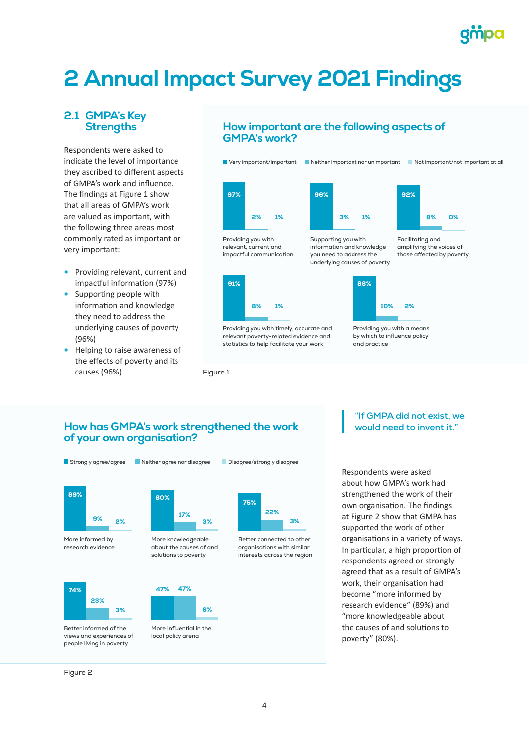# 2 Annual Impact Survey 2021 Findings

## 2.1 GMPA's Key Strengths

Respondents were asked to indicate the level of importance they ascribed to different aspects of GMPA's work and influence. The findings at Figure 1 show that all areas of GMPA's work are valued as important, with the following three areas most commonly rated as important or very important:

- Providing relevant, current and impactful information (97%)
- Supporting people with information and knowledge they need to address the underlying causes of poverty (96%)
- Helping to raise awareness of the effects of poverty and its causes (96%)

### How important are the following aspects of GMPA's work?

| Aspect | Very important/important | Neither important nor unimportant | Not important/not important at all |
|---|---|---|---|
| Providing you with relevant, current and impactful communication | 97% | 2% | 1% |
| Supporting you with information and knowledge you need to address the underlying causes of poverty | 96% | 3% | 1% |
| Facilitating and amplifying the voices of those affected by poverty | 92% | 8% | 0% |
| Providing you with timely, accurate and relevant poverty-related evidence and statistics to help facilitate your work | 91% | 8% | 1% |
| Providing you with a means by which to influence policy and practice | 88% | 10% | 2% |

Figure 1

### How has GMPA's work strengthened the work of your own organisation?

| Statement | Strongly agree/agree | Neither agree nor disagree | Disagree/strongly disagree |
|---|---|---|---|
| More informed by research evidence | 89% | 9% | 2% |
| More knowledgeable about the causes of and solutions to poverty | 80% | 17% | 3% |
| Better connected to other organisations with similar interests across the region | 75% | 22% | 3% |
| Better informed of the views and experiences of people living in poverty | 74% | 23% | 3% |
| More influential in the local policy arena | 47% | 47% | 6% |

Figure 2

> "If GMPA did not exist, we would need to invent it."

Respondents were asked about how GMPA's work had strengthened the work of their own organisation. The findings at Figure 2 show that GMPA has supported the work of other organisations in a variety of ways. In particular, a high proportion of respondents agreed or strongly agreed that as a result of GMPA's work, their organisation had become "more informed by research evidence" (89%) and "more knowledgeable about the causes of and solutions to poverty" (80%).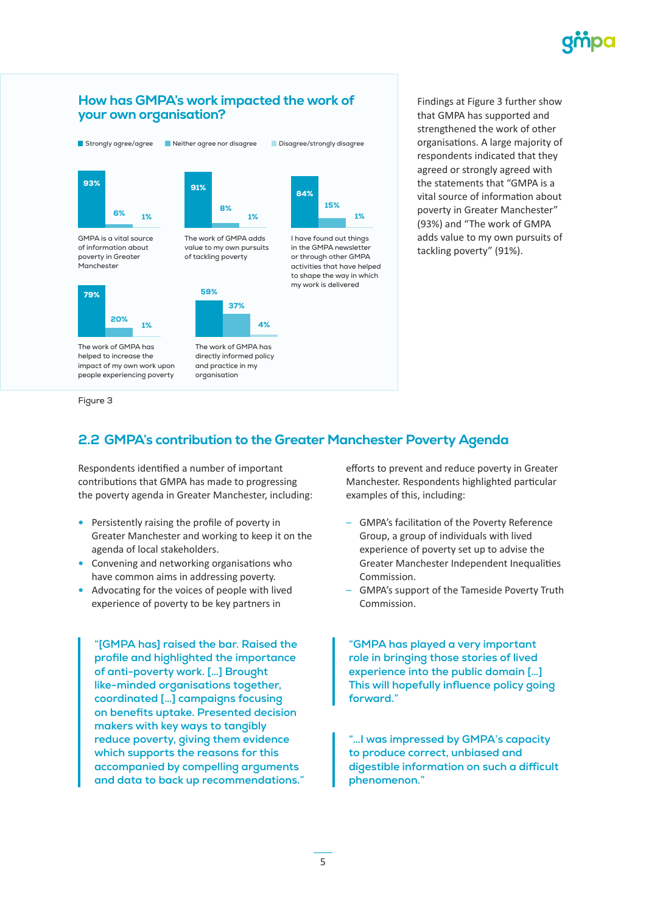## How has GMPA's work impacted the work of your own organisation?

| Statement | Strongly agree/agree | Neither agree nor disagree | Disagree/strongly disagree |
|---|---|---|---|
| GMPA is a vital source of information about poverty in Greater Manchester | 93% | 6% | 1% |
| The work of GMPA adds value to my own pursuits of tackling poverty | 91% | 8% | 1% |
| I have found out things in the GMPA newsletter or through other GMPA activities that have helped to shape the way in which my work is delivered | 84% | 15% | 1% |
| The work of GMPA has helped to increase the impact of my own work upon people experiencing poverty | 79% | 20% | 1% |
| The work of GMPA has directly informed policy and practice in my organisation | 59% | 37% | 4% |

Figure 3

Findings at Figure 3 further show that GMPA has supported and strengthened the work of other organisations. A large majority of respondents indicated that they agreed or strongly agreed with the statements that "GMPA is a vital source of information about poverty in Greater Manchester" (93%) and "The work of GMPA adds value to my own pursuits of tackling poverty" (91%).

## 2.2 GMPA's contribution to the Greater Manchester Poverty Agenda

Respondents identified a number of important contributions that GMPA has made to progressing the poverty agenda in Greater Manchester, including:

- Persistently raising the profile of poverty in Greater Manchester and working to keep it on the agenda of local stakeholders.
- Convening and networking organisations who have common aims in addressing poverty.
- Advocating for the voices of people with lived experience of poverty to be key partners in efforts to prevent and reduce poverty in Greater Manchester. Respondents highlighted particular examples of this, including:
  - GMPA's facilitation of the Poverty Reference Group, a group of individuals with lived experience of poverty set up to advise the Greater Manchester Independent Inequalities Commission.
  - GMPA's support of the Tameside Poverty Truth Commission.

> "[GMPA has] raised the bar. Raised the profile and highlighted the importance of anti-poverty work. [...] Brought like-minded organisations together, coordinated [...] campaigns focusing on benefits uptake. Presented decision makers with key ways to tangibly reduce poverty, giving them evidence which supports the reasons for this accompanied by compelling arguments and data to back up recommendations."

> "GMPA has played a very important role in bringing those stories of lived experience into the public domain [...] This will hopefully influence policy going forward."

> "...I was impressed by GMPA's capacity to produce correct, unbiased and digestible information on such a difficult phenomenon."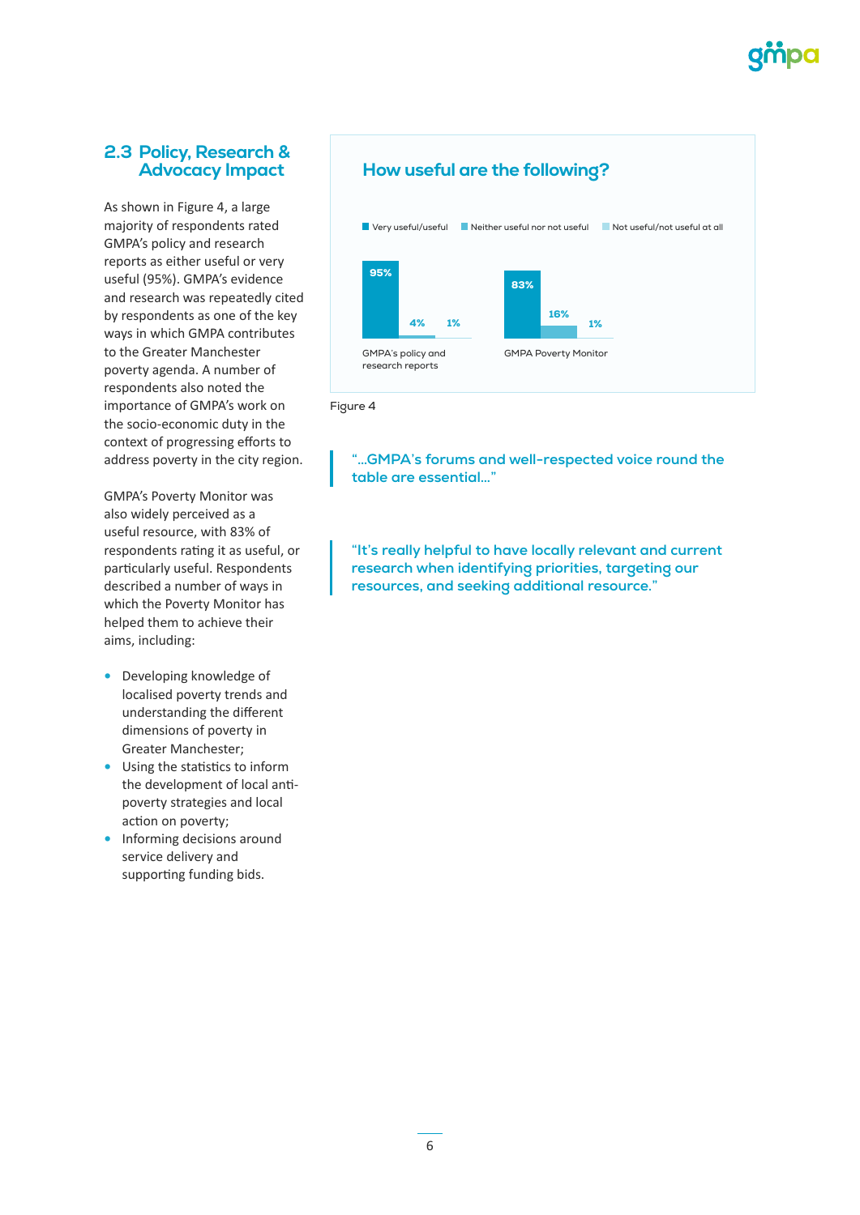## 2.3 Policy, Research & Advocacy Impact

As shown in Figure 4, a large majority of respondents rated GMPA's policy and research reports as either useful or very useful (95%). GMPA's evidence and research was repeatedly cited by respondents as one of the key ways in which GMPA contributes to the Greater Manchester poverty agenda. A number of respondents also noted the importance of GMPA's work on the socio-economic duty in the context of progressing efforts to address poverty in the city region.

GMPA's Poverty Monitor was also widely perceived as a useful resource, with 83% of respondents rating it as useful, or particularly useful. Respondents described a number of ways in which the Poverty Monitor has helped them to achieve their aims, including:

- Developing knowledge of localised poverty trends and understanding the different dimensions of poverty in Greater Manchester;
- Using the statistics to inform the development of local anti-poverty strategies and local action on poverty;
- Informing decisions around service delivery and supporting funding bids.

### How useful are the following?

| | Very useful/useful | Neither useful nor not useful | Not useful/not useful at all |
|---|---|---|---|
| GMPA's policy and research reports | 95% | 4% | 1% |
| GMPA Poverty Monitor | 83% | 16% | 1% |

Figure 4

> "...GMPA's forums and well-respected voice round the table are essential..."

> "It's really helpful to have locally relevant and current research when identifying priorities, targeting our resources, and seeking additional resource."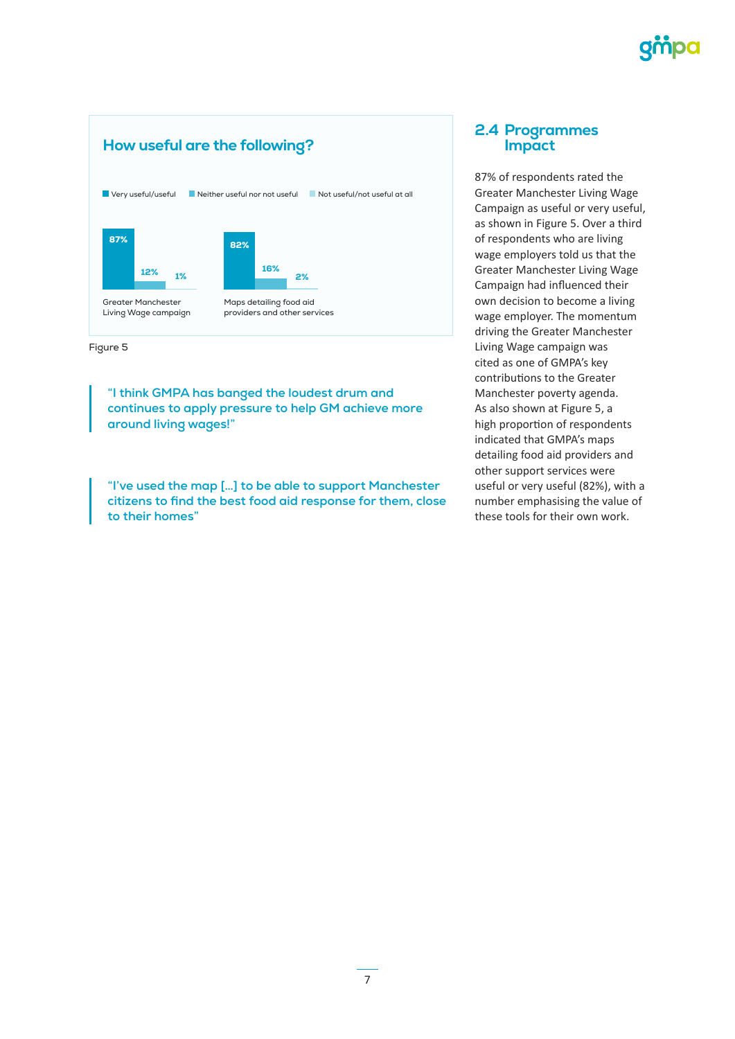## How useful are the following?

| | Very useful/useful | Neither useful nor not useful | Not useful/not useful at all |
|---|---|---|---|
| Greater Manchester Living Wage campaign | 87% | 12% | 1% |
| Maps detailing food aid providers and other services | 82% | 16% | 2% |

Figure 5

> "I think GMPA has banged the loudest drum and continues to apply pressure to help GM achieve more around living wages!"

> "I've used the map [...] to be able to support Manchester citizens to find the best food aid response for them, close to their homes"

## 2.4 Programmes Impact

87% of respondents rated the Greater Manchester Living Wage Campaign as useful or very useful, as shown in Figure 5. Over a third of respondents who are living wage employers told us that the Greater Manchester Living Wage Campaign had influenced their own decision to become a living wage employer. The momentum driving the Greater Manchester Living Wage campaign was cited as one of GMPA's key contributions to the Greater Manchester poverty agenda. As also shown at Figure 5, a high proportion of respondents indicated that GMPA's maps detailing food aid providers and other support services were useful or very useful (82%), with a number emphasising the value of these tools for their own work.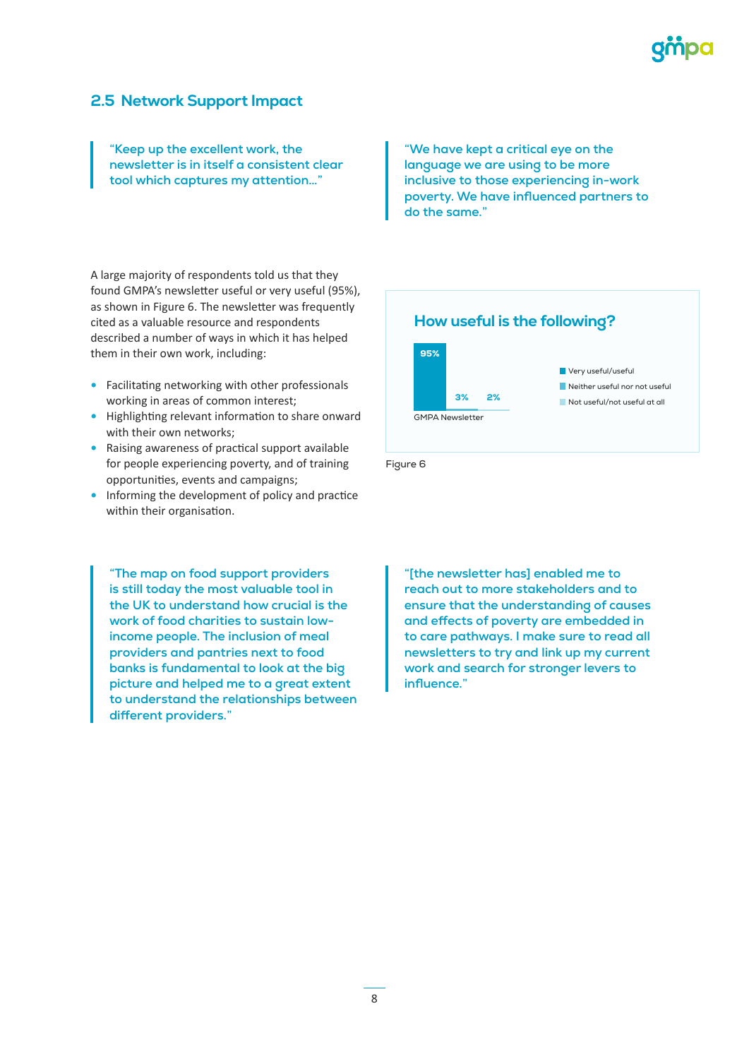## 2.5 Network Support Impact

> "Keep up the excellent work, the newsletter is in itself a consistent clear tool which captures my attention..."

> "We have kept a critical eye on the language we are using to be more inclusive to those experiencing in-work poverty. We have influenced partners to do the same."

A large majority of respondents told us that they found GMPA's newsletter useful or very useful (95%), as shown in Figure 6. The newsletter was frequently cited as a valuable resource and respondents described a number of ways in which it has helped them in their own work, including:

- Facilitating networking with other professionals working in areas of common interest;
- Highlighting relevant information to share onward with their own networks;
- Raising awareness of practical support available for people experiencing poverty, and of training opportunities, events and campaigns;
- Informing the development of policy and practice within their organisation.

**How useful is the following?**

| | Very useful/useful | Neither useful nor not useful | Not useful/not useful at all |
|---|---|---|---|
| GMPA Newsletter | 95% | 3% | 2% |

Figure 6

> "The map on food support providers is still today the most valuable tool in the UK to understand how crucial is the work of food charities to sustain low-income people. The inclusion of meal providers and pantries next to food banks is fundamental to look at the big picture and helped me to a great extent to understand the relationships between different providers."

> "[the newsletter has] enabled me to reach out to more stakeholders and to ensure that the understanding of causes and effects of poverty are embedded in to care pathways. I make sure to read all newsletters to try and link up my current work and search for stronger levers to influence."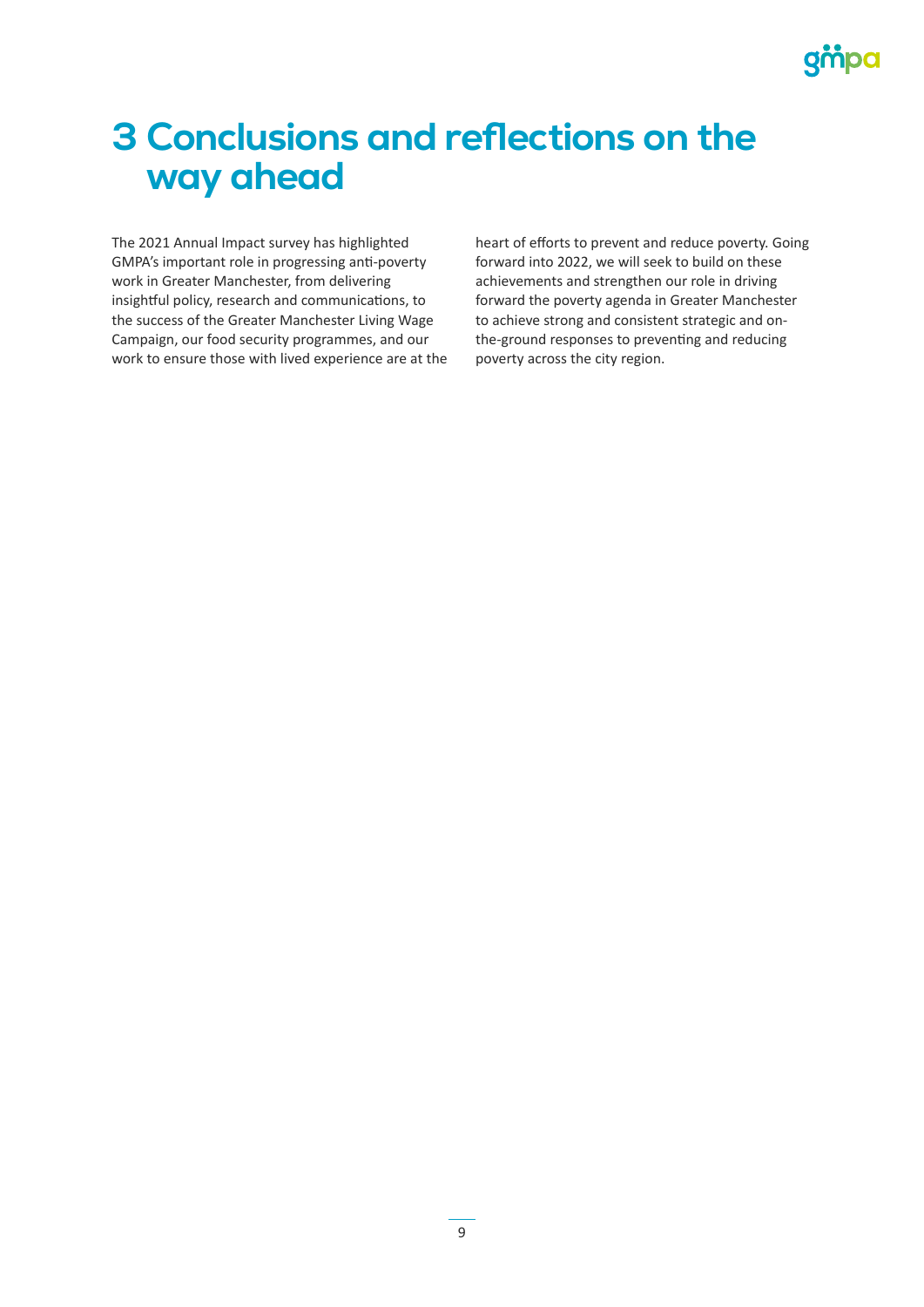# 3 Conclusions and reflections on the way ahead

The 2021 Annual Impact survey has highlighted GMPA's important role in progressing anti-poverty work in Greater Manchester, from delivering insightful policy, research and communications, to the success of the Greater Manchester Living Wage Campaign, our food security programmes, and our work to ensure those with lived experience are at the heart of efforts to prevent and reduce poverty. Going forward into 2022, we will seek to build on these achievements and strengthen our role in driving forward the poverty agenda in Greater Manchester to achieve strong and consistent strategic and on-the-ground responses to preventing and reducing poverty across the city region.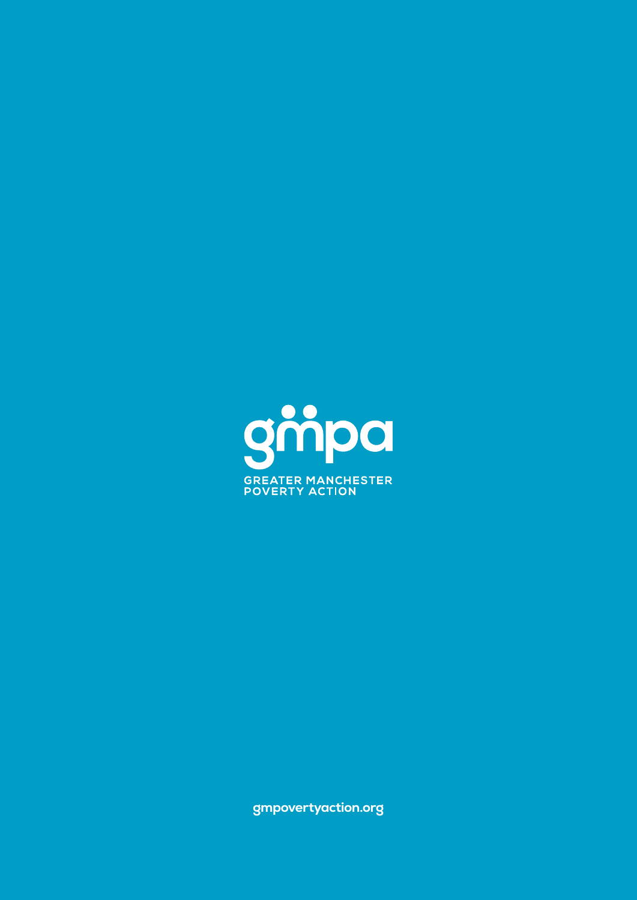gmpa

GREATER MANCHESTER
POVERTY ACTION

gmpovertyaction.org